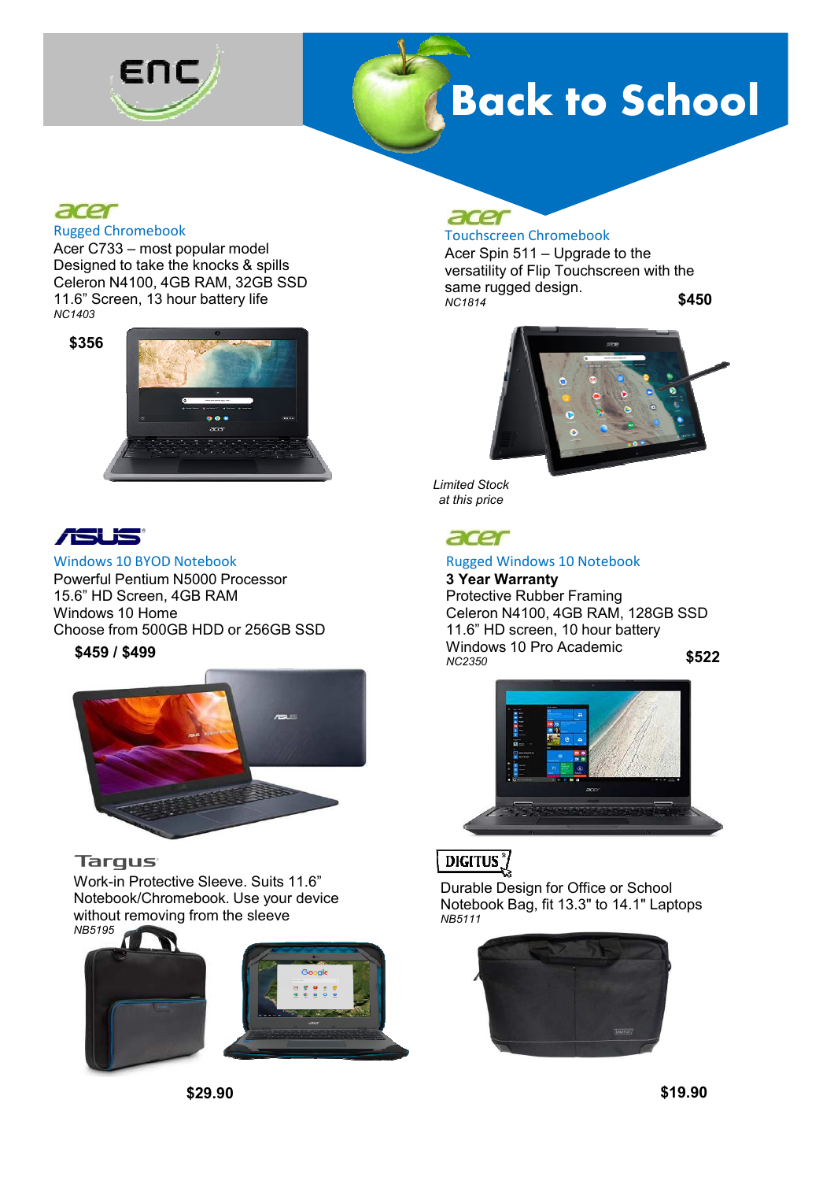ENC

# Back to School

## acer
### Rugged Chromebook

Acer C733 – most popular model
Designed to take the knocks & spills
Celeron N4100, 4GB RAM, 32GB SSD
11.6" Screen, 13 hour battery life
*NC1403*

**$356**

## acer
### Touchscreen Chromebook

Acer Spin 511 – Upgrade to the versatility of Flip Touchscreen with the same rugged design.
*NC1814*

**$450**

*Limited Stock at this price*

## ASUS
### Windows 10 BYOD Notebook

Powerful Pentium N5000 Processor
15.6" HD Screen, 4GB RAM
Windows 10 Home
Choose from 500GB HDD or 256GB SSD

**$459 / $499**

## acer
### Rugged Windows 10 Notebook

**3 Year Warranty**
Protective Rubber Framing
Celeron N4100, 4GB RAM, 128GB SSD
11.6" HD screen, 10 hour battery
Windows 10 Pro Academic
*NC2350*

**$522**

## Targus

Work-in Protective Sleeve. Suits 11.6" Notebook/Chromebook. Use your device without removing from the sleeve
*NB5195*

**$29.90**

## DIGITUS

Durable Design for Office or School
Notebook Bag, fit 13.3" to 14.1" Laptops
*NB5111*

**$19.90**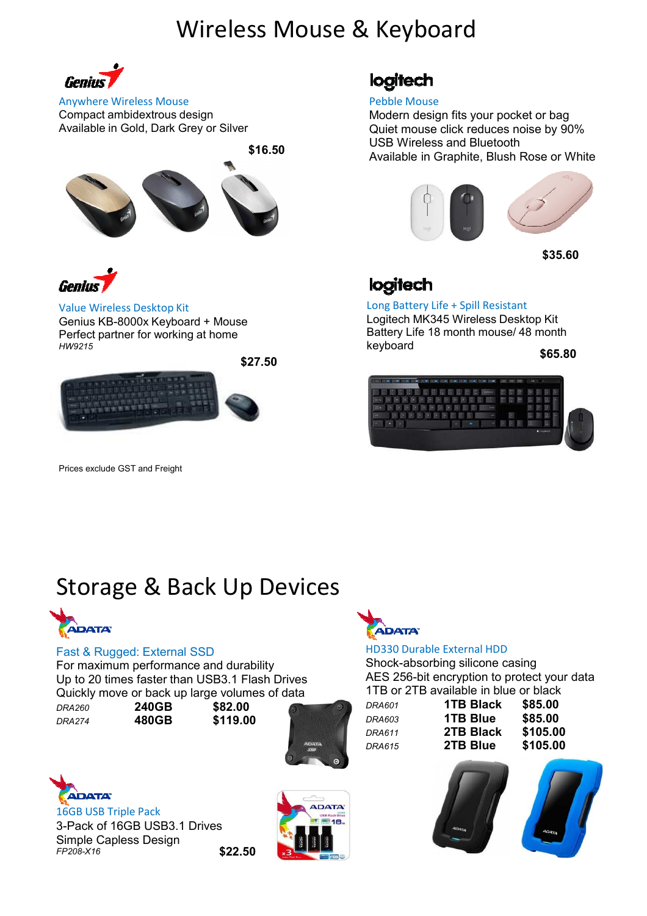# Wireless Mouse & Keyboard

**Genius**

Anywhere Wireless Mouse

Compact ambidextrous design
Available in Gold, Dark Grey or Silver

**$16.50**

**logitech**

Pebble Mouse

Modern design fits your pocket or bag
Quiet mouse click reduces noise by 90%
USB Wireless and Bluetooth
Available in Graphite, Blush Rose or White

**$35.60**

**Genius**

Value Wireless Desktop Kit

Genius KB-8000x Keyboard + Mouse
Perfect partner for working at home
*HW9215*

**$27.50**

**logitech**

Long Battery Life + Spill Resistant

Logitech MK345 Wireless Desktop Kit
Battery Life 18 month mouse/ 48 month keyboard

**$65.80**

Prices exclude GST and Freight

# Storage & Back Up Devices

**ADATA**

Fast & Rugged: External SSD

For maximum performance and durability
Up to 20 times faster than USB3.1 Flash Drives
Quickly move or back up large volumes of data

| | | |
|---|---|---|
| *DRA260* | **240GB** | **$82.00** |
| *DRA274* | **480GB** | **$119.00** |

**ADATA**

HD330 Durable External HDD

Shock-absorbing silicone casing
AES 256-bit encryption to protect your data
1TB or 2TB available in blue or black

| | | |
|---|---|---|
| *DRA601* | **1TB Black** | **$85.00** |
| *DRA603* | **1TB Blue** | **$85.00** |
| *DRA611* | **2TB Black** | **$105.00** |
| *DRA615* | **2TB Blue** | **$105.00** |

**ADATA**

16GB USB Triple Pack

3-Pack of 16GB USB3.1 Drives
Simple Capless Design
*FP208-X16*

**$22.50**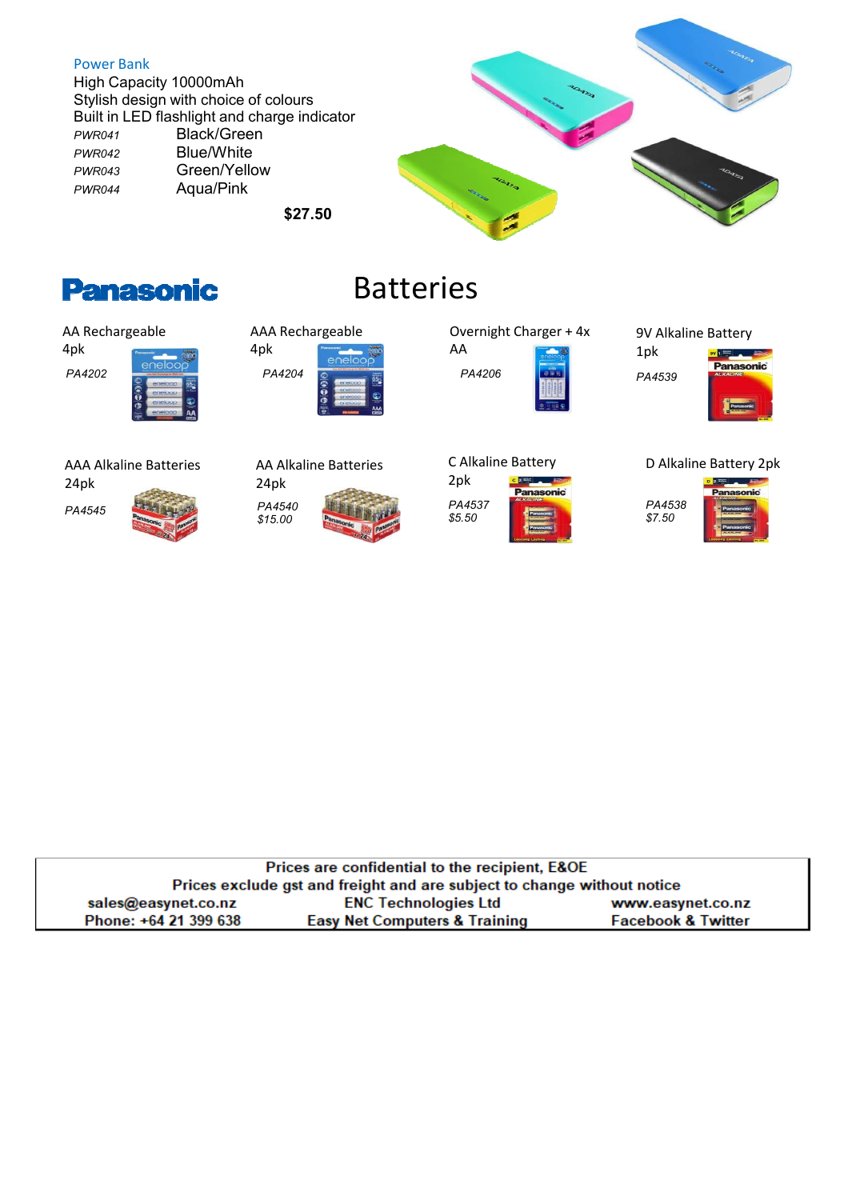### Power Bank

High Capacity 10000mAh
Stylish design with choice of colours
Built in LED flashlight and charge indicator

| | |
|---|---|
| *PWR041* | Black/Green |
| *PWR042* | Blue/White |
| *PWR043* | Green/Yellow |
| *PWR044* | Aqua/Pink |

**$27.50**

## Panasonic Batteries

AA Rechargeable
4pk
*PA4202*

AAA Rechargeable
4pk
*PA4204*

Overnight Charger + 4x AA
*PA4206*

9V Alkaline Battery
1pk
*PA4539*

AAA Alkaline Batteries
24pk
*PA4545*

AA Alkaline Batteries
24pk
*PA4540*
*$15.00*

C Alkaline Battery
2pk
*PA4537*
*$5.50*

D Alkaline Battery 2pk
*PA4538*
*$7.50*

---

**Prices are confidential to the recipient, E&OE**
**Prices exclude gst and freight and are subject to change without notice**

| | | |
|---|---|---|
| **sales@easynet.co.nz** | **ENC Technologies Ltd** | **www.easynet.co.nz** |
| **Phone: +64 21 399 638** | **Easy Net Computers & Training** | **Facebook & Twitter** |